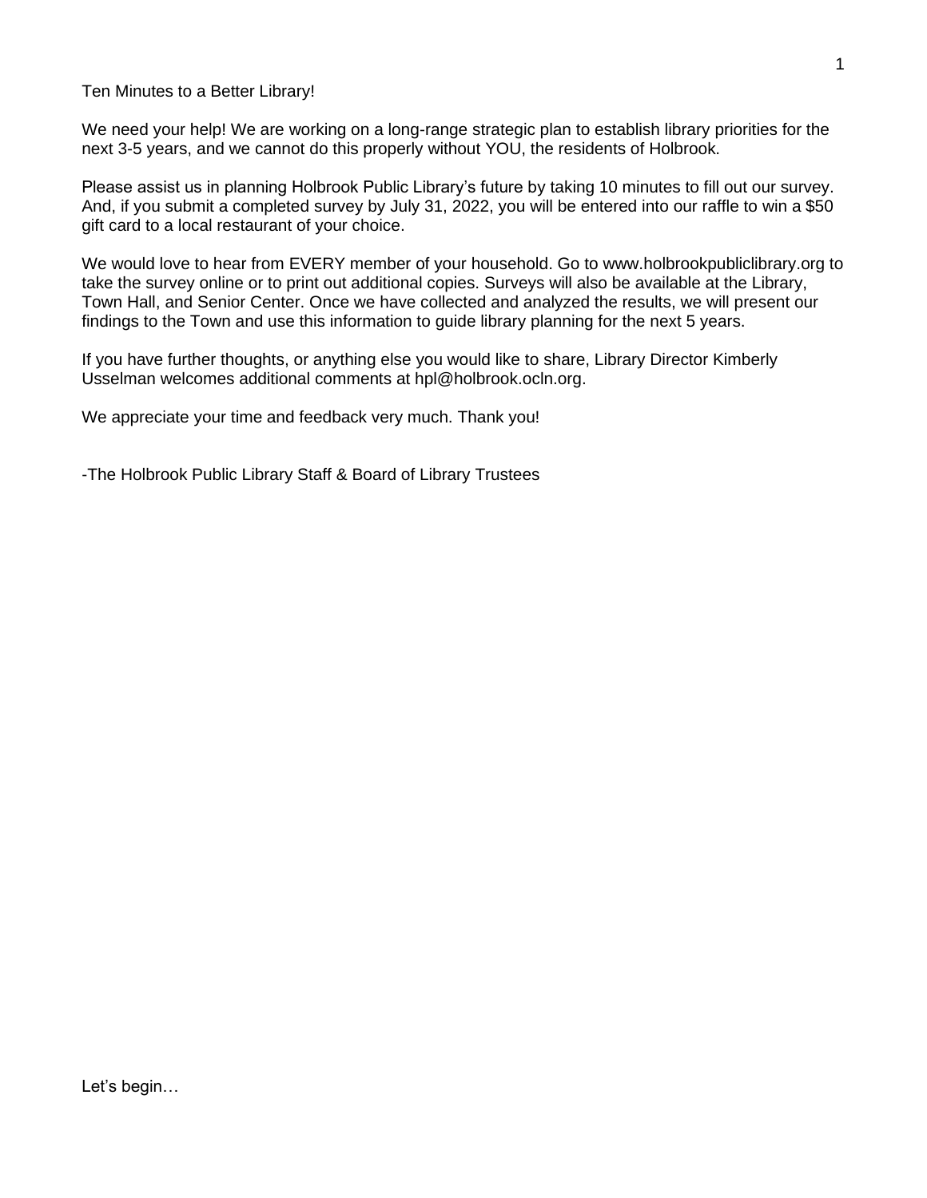Ten Minutes to a Better Library!

We need your help! We are working on a long-range strategic plan to establish library priorities for the next 3-5 years, and we cannot do this properly without YOU, the residents of Holbrook.

Please assist us in planning Holbrook Public Library's future by taking 10 minutes to fill out our survey. And, if you submit a completed survey by July 31, 2022, you will be entered into our raffle to win a $50 gift card to a local restaurant of your choice.

We would love to hear from EVERY member of your household. Go to www.holbrookpubliclibrary.org to take the survey online or to print out additional copies. Surveys will also be available at the Library, Town Hall, and Senior Center. Once we have collected and analyzed the results, we will present our findings to the Town and use this information to guide library planning for the next 5 years.

If you have further thoughts, or anything else you would like to share, Library Director Kimberly Usselman welcomes additional comments at hpl@holbrook.ocln.org.

We appreciate your time and feedback very much. Thank you!

-The Holbrook Public Library Staff & Board of Library Trustees

Let's begin…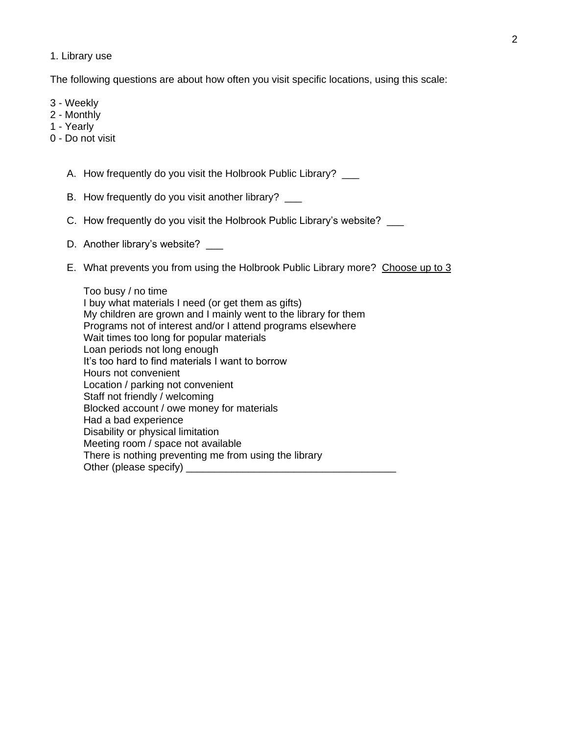1. Library use

The following questions are about how often you visit specific locations, using this scale:

3 - Weekly
2 - Monthly
1 - Yearly
0 - Do not visit

A. How frequently do you visit the Holbrook Public Library? ___

B. How frequently do you visit another library? ___

C. How frequently do you visit the Holbrook Public Library's website? ___

D. Another library's website? ___

E. What prevents you from using the Holbrook Public Library more? <u>Choose up to 3</u>

   Too busy / no time
   I buy what materials I need (or get them as gifts)
   My children are grown and I mainly went to the library for them
   Programs not of interest and/or I attend programs elsewhere
   Wait times too long for popular materials
   Loan periods not long enough
   It's too hard to find materials I want to borrow
   Hours not convenient
   Location / parking not convenient
   Staff not friendly / welcoming
   Blocked account / owe money for materials
   Had a bad experience
   Disability or physical limitation
   Meeting room / space not available
   There is nothing preventing me from using the library
   Other (please specify) ____________________________________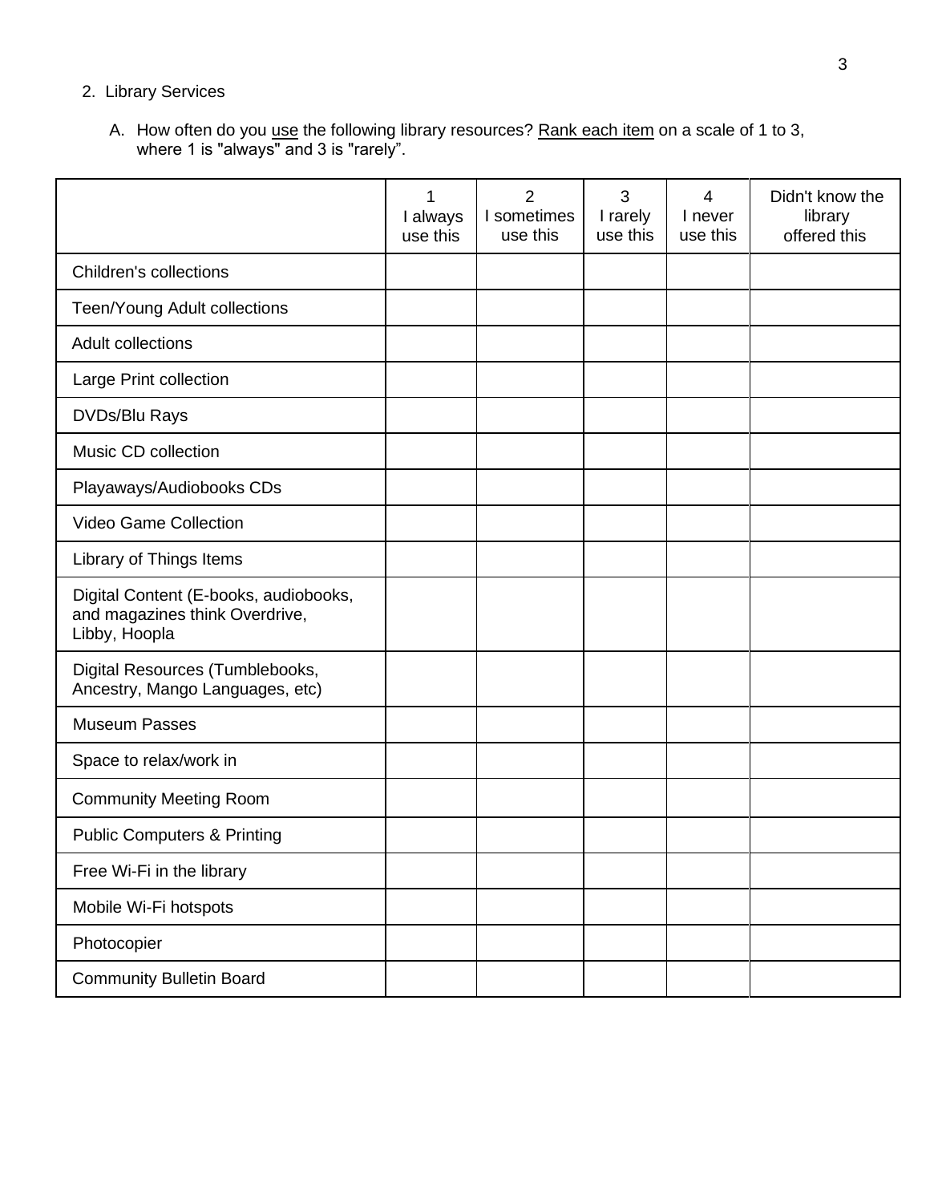2. Library Services

   A. How often do you <u>use</u> the following library resources? <u>Rank each item</u> on a scale of 1 to 3, where 1 is "always" and 3 is "rarely".

| | 1 I always use this | 2 I sometimes use this | 3 I rarely use this | 4 I never use this | Didn't know the library offered this |
|---|---|---|---|---|---|
| Children's collections | | | | | |
| Teen/Young Adult collections | | | | | |
| Adult collections | | | | | |
| Large Print collection | | | | | |
| DVDs/Blu Rays | | | | | |
| Music CD collection | | | | | |
| Playaways/Audiobooks CDs | | | | | |
| Video Game Collection | | | | | |
| Library of Things Items | | | | | |
| Digital Content (E-books, audiobooks, and magazines think Overdrive, Libby, Hoopla | | | | | |
| Digital Resources (Tumblebooks, Ancestry, Mango Languages, etc) | | | | | |
| Museum Passes | | | | | |
| Space to relax/work in | | | | | |
| Community Meeting Room | | | | | |
| Public Computers & Printing | | | | | |
| Free Wi-Fi in the library | | | | | |
| Mobile Wi-Fi hotspots | | | | | |
| Photocopier | | | | | |
| Community Bulletin Board | | | | | |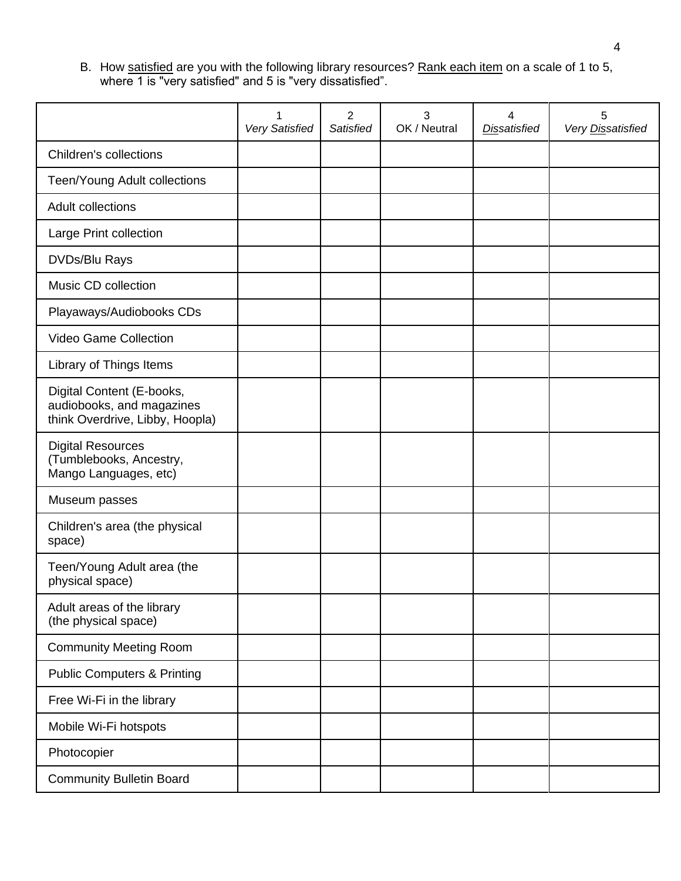B. How satisfied are you with the following library resources? Rank each item on a scale of 1 to 5, where 1 is "very satisfied" and 5 is "very dissatisfied".

| | 1 *Very Satisfied* | 2 *Satisfied* | 3 OK / Neutral | 4 *Dissatisfied* | 5 *Very Dissatisfied* |
|---|---|---|---|---|---|
| Children's collections | | | | | |
| Teen/Young Adult collections | | | | | |
| Adult collections | | | | | |
| Large Print collection | | | | | |
| DVDs/Blu Rays | | | | | |
| Music CD collection | | | | | |
| Playaways/Audiobooks CDs | | | | | |
| Video Game Collection | | | | | |
| Library of Things Items | | | | | |
| Digital Content (E-books, audiobooks, and magazines think Overdrive, Libby, Hoopla) | | | | | |
| Digital Resources (Tumblebooks, Ancestry, Mango Languages, etc) | | | | | |
| Museum passes | | | | | |
| Children's area (the physical space) | | | | | |
| Teen/Young Adult area (the physical space) | | | | | |
| Adult areas of the library (the physical space) | | | | | |
| Community Meeting Room | | | | | |
| Public Computers & Printing | | | | | |
| Free Wi-Fi in the library | | | | | |
| Mobile Wi-Fi hotspots | | | | | |
| Photocopier | | | | | |
| Community Bulletin Board | | | | | |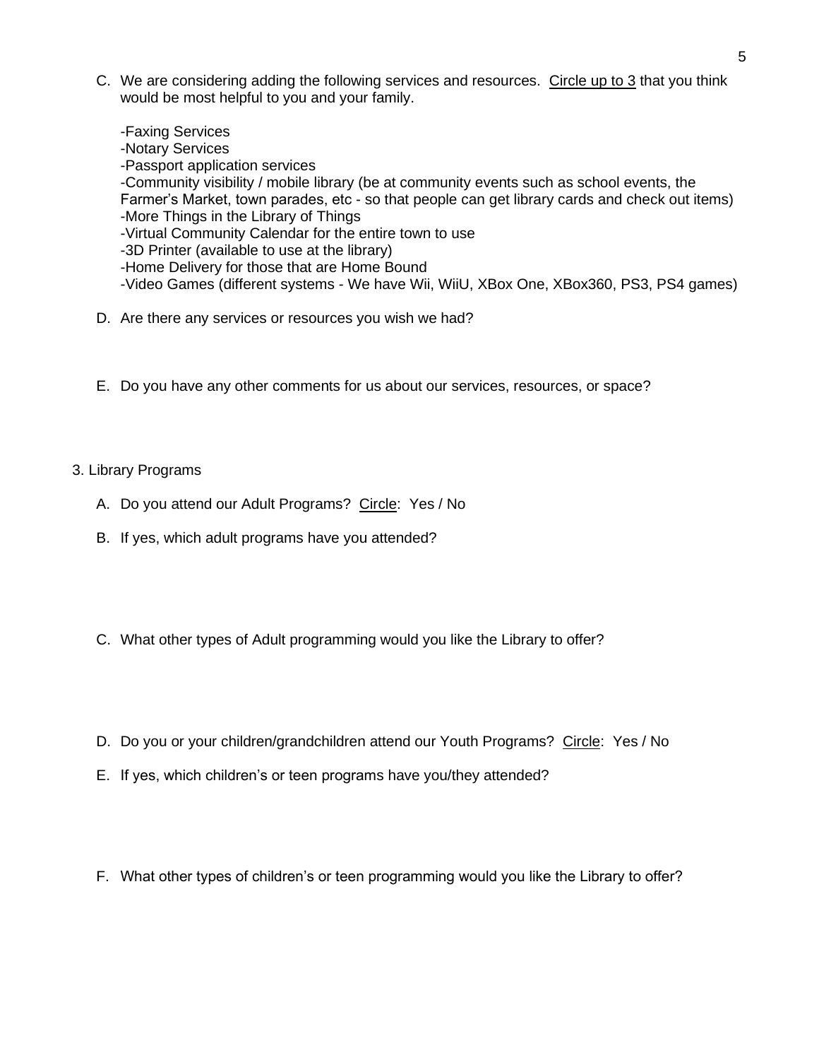C. We are considering adding the following services and resources. <u>Circle up to 3</u> that you think would be most helpful to you and your family.

-Faxing Services
-Notary Services
-Passport application services
-Community visibility / mobile library (be at community events such as school events, the Farmer's Market, town parades, etc - so that people can get library cards and check out items)
-More Things in the Library of Things
-Virtual Community Calendar for the entire town to use
-3D Printer (available to use at the library)
-Home Delivery for those that are Home Bound
-Video Games (different systems - We have Wii, WiiU, XBox One, XBox360, PS3, PS4 games)

D. Are there any services or resources you wish we had?

E. Do you have any other comments for us about our services, resources, or space?

3. Library Programs

A. Do you attend our Adult Programs? <u>Circle</u>: Yes / No

B. If yes, which adult programs have you attended?

C. What other types of Adult programming would you like the Library to offer?

D. Do you or your children/grandchildren attend our Youth Programs? <u>Circle</u>: Yes / No

E. If yes, which children's or teen programs have you/they attended?

F. What other types of children's or teen programming would you like the Library to offer?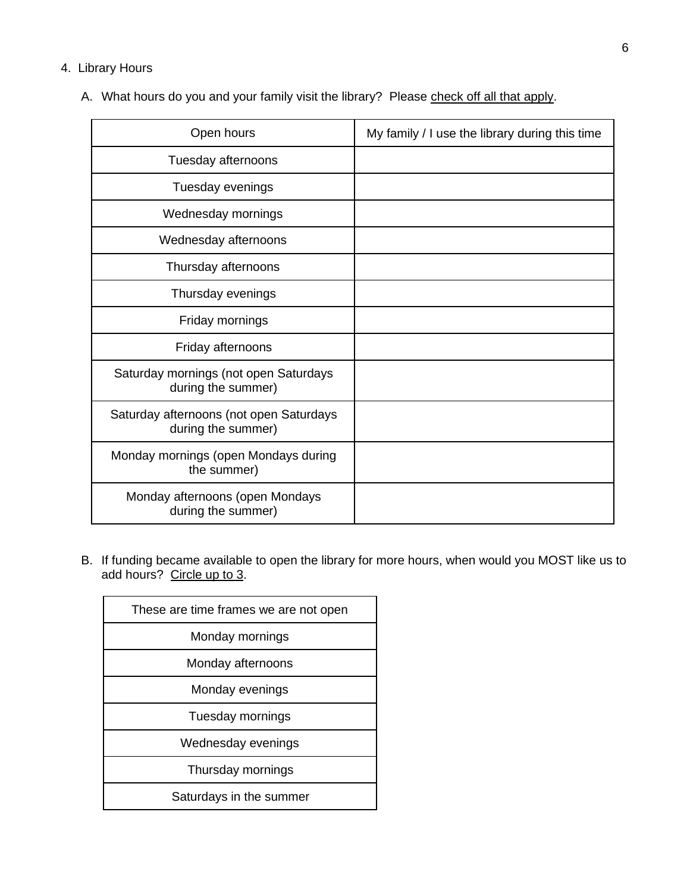4. Library Hours

A. What hours do you and your family visit the library? Please check off all that apply.

| Open hours | My family / I use the library during this time |
|---|---|
| Tuesday afternoons | |
| Tuesday evenings | |
| Wednesday mornings | |
| Wednesday afternoons | |
| Thursday afternoons | |
| Thursday evenings | |
| Friday mornings | |
| Friday afternoons | |
| Saturday mornings (not open Saturdays during the summer) | |
| Saturday afternoons (not open Saturdays during the summer) | |
| Monday mornings (open Mondays during the summer) | |
| Monday afternoons (open Mondays during the summer) | |

B. If funding became available to open the library for more hours, when would you MOST like us to add hours? Circle up to 3.

| These are time frames we are not open |
|---|
| Monday mornings |
| Monday afternoons |
| Monday evenings |
| Tuesday mornings |
| Wednesday evenings |
| Thursday mornings |
| Saturdays in the summer |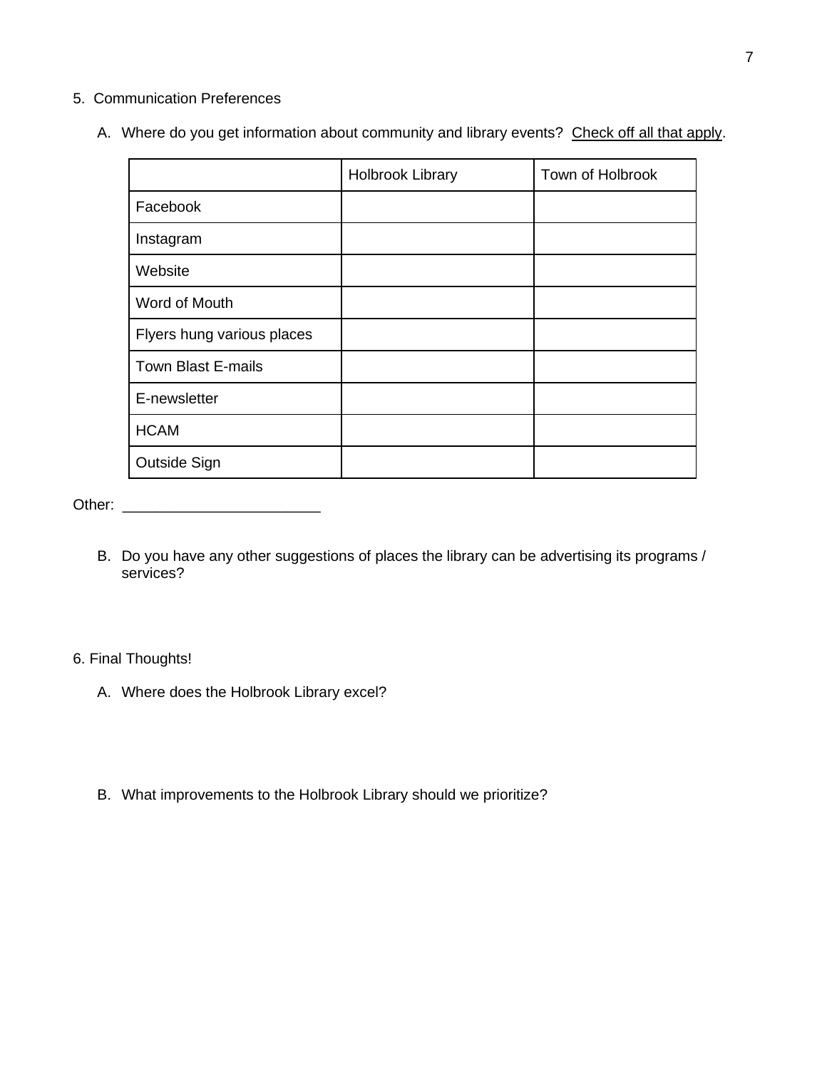5. Communication Preferences

   A. Where do you get information about community and library events? Check off all that apply.

| | Holbrook Library | Town of Holbrook |
|---|---|---|
| Facebook | | |
| Instagram | | |
| Website | | |
| Word of Mouth | | |
| Flyers hung various places | | |
| Town Blast E-mails | | |
| E-newsletter | | |
| HCAM | | |
| Outside Sign | | |

Other: ________________________

   B. Do you have any other suggestions of places the library can be advertising its programs / services?

6. Final Thoughts!

   A. Where does the Holbrook Library excel?

   B. What improvements to the Holbrook Library should we prioritize?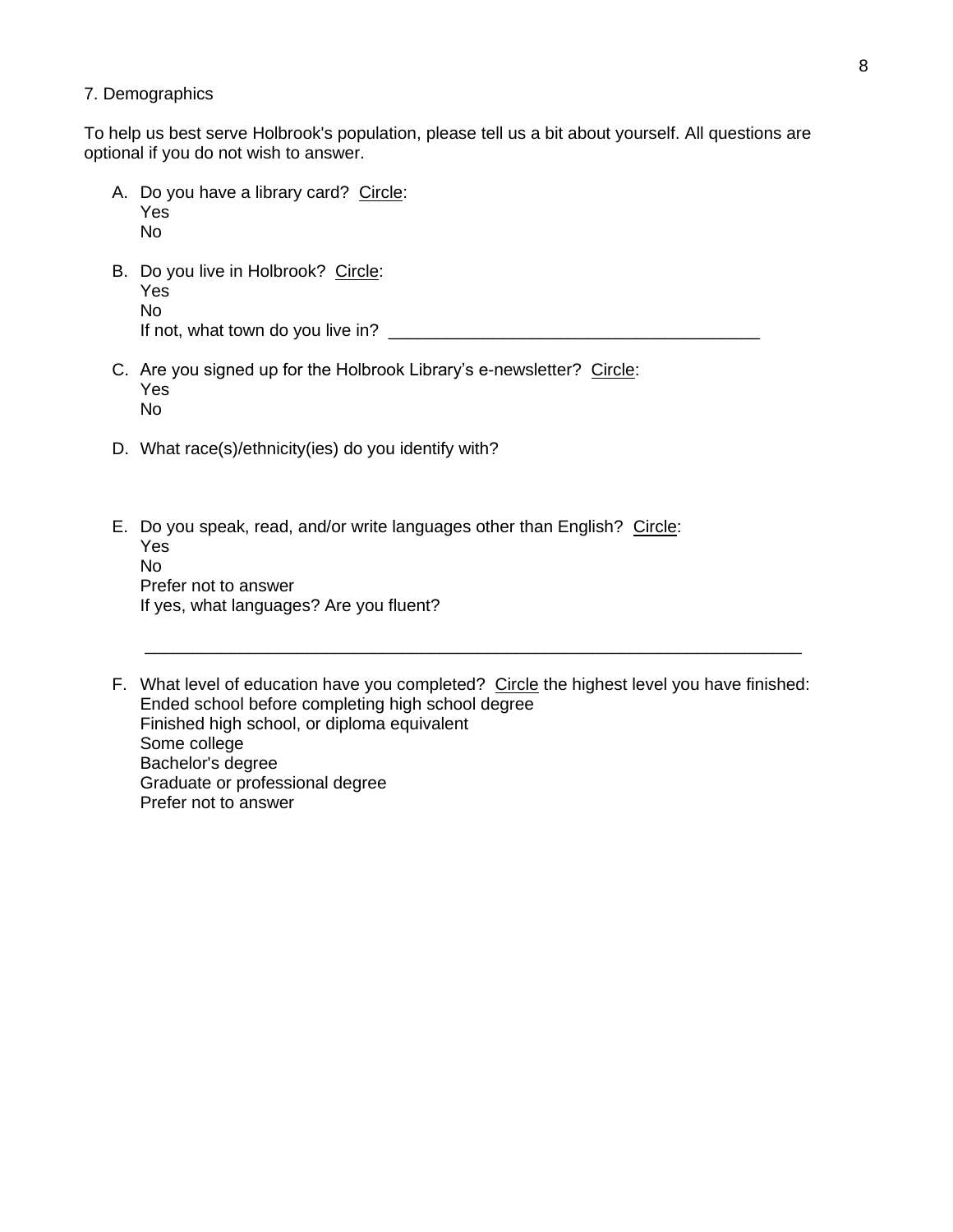7. Demographics

To help us best serve Holbrook's population, please tell us a bit about yourself. All questions are optional if you do not wish to answer.

A. Do you have a library card? Circle:
   Yes
   No

B. Do you live in Holbrook? Circle:
   Yes
   No
   If not, what town do you live in? ________________________________________

C. Are you signed up for the Holbrook Library's e-newsletter? Circle:
   Yes
   No

D. What race(s)/ethnicity(ies) do you identify with?

E. Do you speak, read, and/or write languages other than English? Circle:
   Yes
   No
   Prefer not to answer
   If yes, what languages? Are you fluent?

   ______________________________________________________________________

F. What level of education have you completed? Circle the highest level you have finished:
   Ended school before completing high school degree
   Finished high school, or diploma equivalent
   Some college
   Bachelor's degree
   Graduate or professional degree
   Prefer not to answer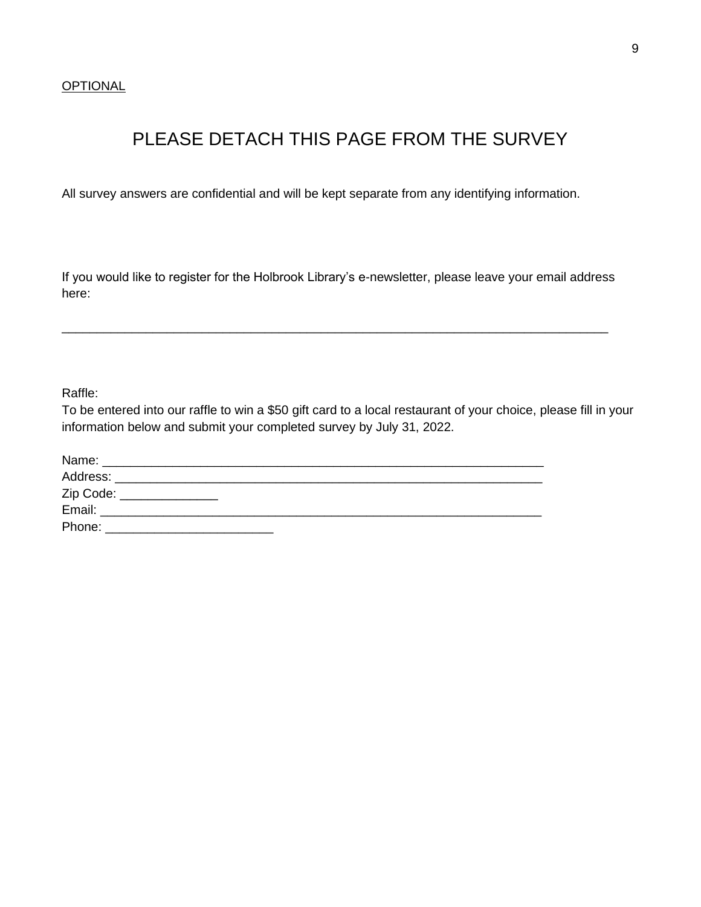OPTIONAL

# PLEASE DETACH THIS PAGE FROM THE SURVEY

All survey answers are confidential and will be kept separate from any identifying information.

If you would like to register for the Holbrook Library's e-newsletter, please leave your email address here:

_______________________________________________________________________________

Raffle:
To be entered into our raffle to win a $50 gift card to a local restaurant of your choice, please fill in your information below and submit your completed survey by July 31, 2022.

Name: _______________________________________________________________
Address: _____________________________________________________________
Zip Code: ______________
Email: _______________________________________________________________
Phone: ________________________